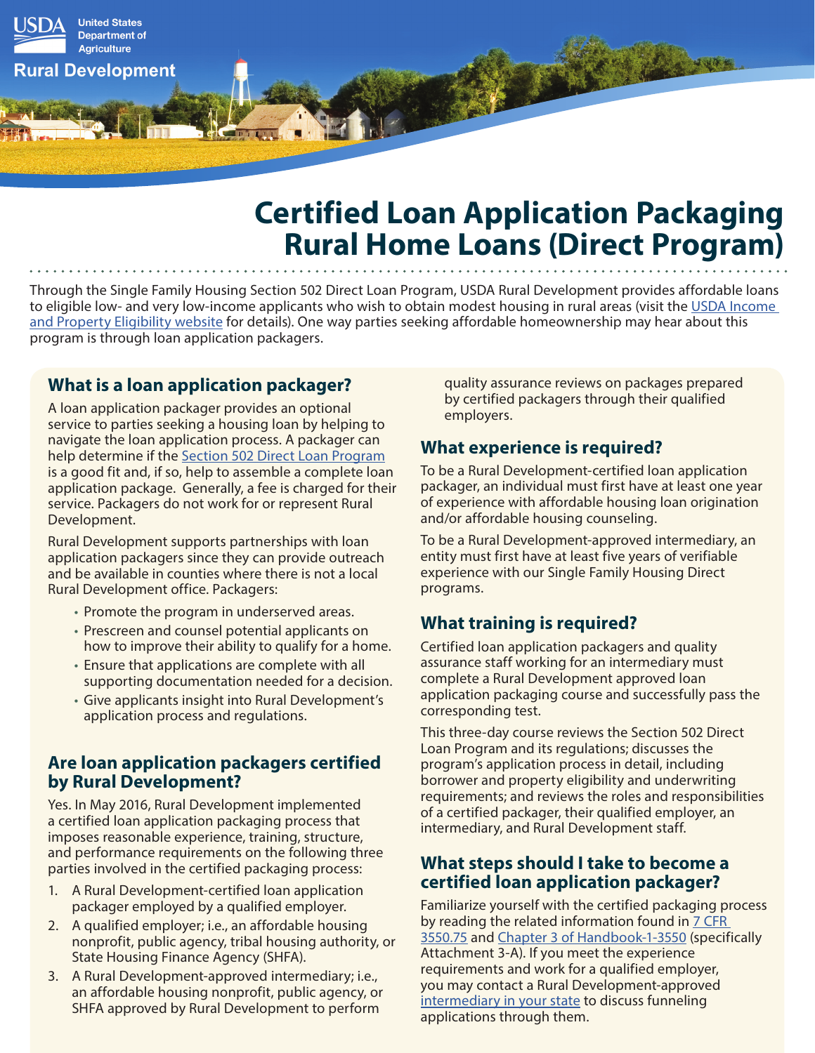United States Department of Agriculture

Rural Development

# Certified Loan Application Packaging Rural Home Loans (Direct Program)

Through the Single Family Housing Section 502 Direct Loan Program, USDA Rural Development provides affordable loans to eligible low- and very low-income applicants who wish to obtain modest housing in rural areas (visit the USDA Income and Property Eligibility website for details). One way parties seeking affordable homeownership may hear about this program is through loan application packagers.

## What is a loan application packager?

A loan application packager provides an optional service to parties seeking a housing loan by helping to navigate the loan application process. A packager can help determine if the Section 502 Direct Loan Program is a good fit and, if so, help to assemble a complete loan application package. Generally, a fee is charged for their service. Packagers do not work for or represent Rural Development.

Rural Development supports partnerships with loan application packagers since they can provide outreach and be available in counties where there is not a local Rural Development office. Packagers:

- Promote the program in underserved areas.
- Prescreen and counsel potential applicants on how to improve their ability to qualify for a home.
- Ensure that applications are complete with all supporting documentation needed for a decision.
- Give applicants insight into Rural Development's application process and regulations.

## Are loan application packagers certified by Rural Development?

Yes. In May 2016, Rural Development implemented a certified loan application packaging process that imposes reasonable experience, training, structure, and performance requirements on the following three parties involved in the certified packaging process:

1. A Rural Development-certified loan application packager employed by a qualified employer.
2. A qualified employer; i.e., an affordable housing nonprofit, public agency, tribal housing authority, or State Housing Finance Agency (SHFA).
3. A Rural Development-approved intermediary; i.e., an affordable housing nonprofit, public agency, or SHFA approved by Rural Development to perform quality assurance reviews on packages prepared by certified packagers through their qualified employers.

## What experience is required?

To be a Rural Development-certified loan application packager, an individual must first have at least one year of experience with affordable housing loan origination and/or affordable housing counseling.

To be a Rural Development-approved intermediary, an entity must first have at least five years of verifiable experience with our Single Family Housing Direct programs.

## What training is required?

Certified loan application packagers and quality assurance staff working for an intermediary must complete a Rural Development approved loan application packaging course and successfully pass the corresponding test.

This three-day course reviews the Section 502 Direct Loan Program and its regulations; discusses the program's application process in detail, including borrower and property eligibility and underwriting requirements; and reviews the roles and responsibilities of a certified packager, their qualified employer, an intermediary, and Rural Development staff.

## What steps should I take to become a certified loan application packager?

Familiarize yourself with the certified packaging process by reading the related information found in 7 CFR 3550.75 and Chapter 3 of Handbook-1-3550 (specifically Attachment 3-A). If you meet the experience requirements and work for a qualified employer, you may contact a Rural Development-approved intermediary in your state to discuss funneling applications through them.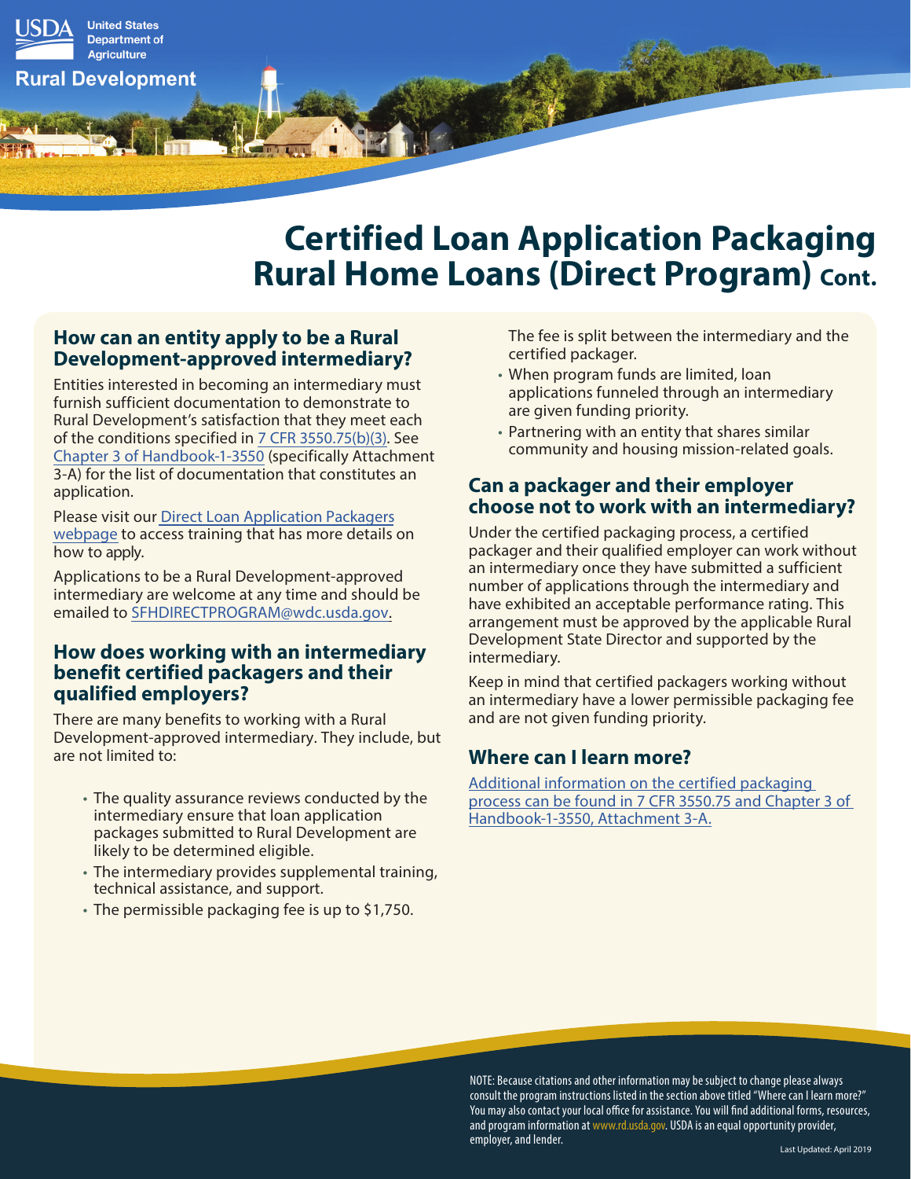USDA United States Department of Agriculture

Rural Development

# Certified Loan Application Packaging Rural Home Loans (Direct Program) Cont.

## How can an entity apply to be a Rural Development-approved intermediary?

Entities interested in becoming an intermediary must furnish sufficient documentation to demonstrate to Rural Development's satisfaction that they meet each of the conditions specified in 7 CFR 3550.75(b)(3). See Chapter 3 of Handbook-1-3550 (specifically Attachment 3-A) for the list of documentation that constitutes an application.

Please visit our Direct Loan Application Packagers webpage to access training that has more details on how to apply.

Applications to be a Rural Development-approved intermediary are welcome at any time and should be emailed to SFHDIRECTPROGRAM@wdc.usda.gov.

## How does working with an intermediary benefit certified packagers and their qualified employers?

There are many benefits to working with a Rural Development-approved intermediary. They include, but are not limited to:

- The quality assurance reviews conducted by the intermediary ensure that loan application packages submitted to Rural Development are likely to be determined eligible.
- The intermediary provides supplemental training, technical assistance, and support.
- The permissible packaging fee is up to $1,750. The fee is split between the intermediary and the certified packager.
- When program funds are limited, loan applications funneled through an intermediary are given funding priority.
- Partnering with an entity that shares similar community and housing mission-related goals.

## Can a packager and their employer choose not to work with an intermediary?

Under the certified packaging process, a certified packager and their qualified employer can work without an intermediary once they have submitted a sufficient number of applications through the intermediary and have exhibited an acceptable performance rating. This arrangement must be approved by the applicable Rural Development State Director and supported by the intermediary.

Keep in mind that certified packagers working without an intermediary have a lower permissible packaging fee and are not given funding priority.

## Where can I learn more?

Additional information on the certified packaging process can be found in 7 CFR 3550.75 and Chapter 3 of Handbook-1-3550, Attachment 3-A.

NOTE: Because citations and other information may be subject to change please always consult the program instructions listed in the section above titled "Where can I learn more?" You may also contact your local office for assistance. You will find additional forms, resources, and program information at www.rd.usda.gov. USDA is an equal opportunity provider, employer, and lender.

Last Updated: April 2019